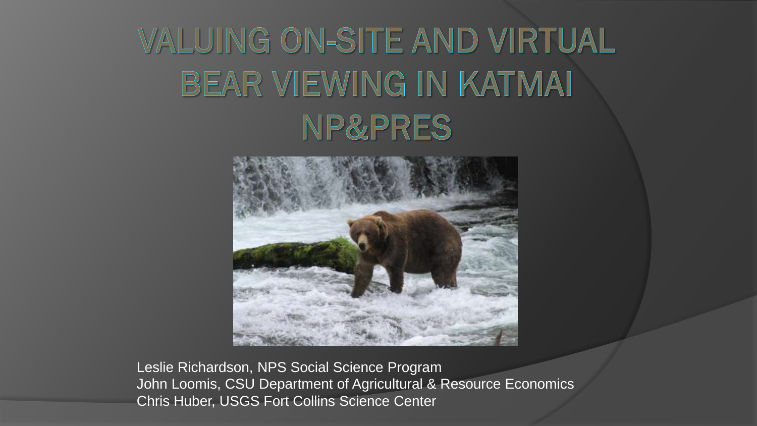# VALUING ON-SITE AND VIRTUAL BEAR VIEWING IN KATMAI NP&PRES

Leslie Richardson, NPS Social Science Program
John Loomis, CSU Department of Agricultural & Resource Economics
Chris Huber, USGS Fort Collins Science Center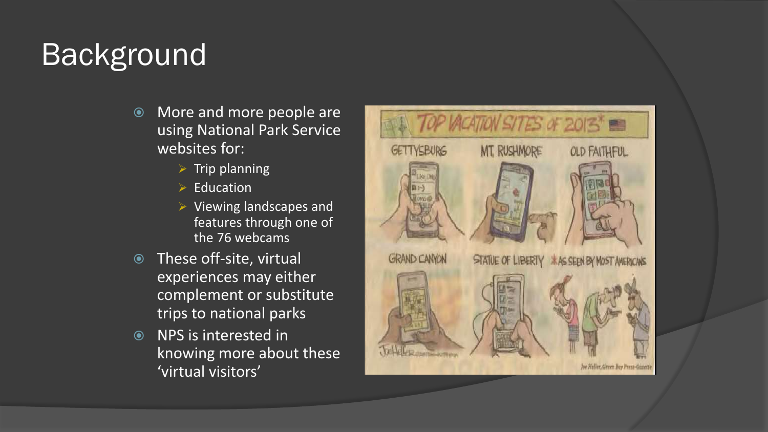# Background

- More and more people are using National Park Service websites for:
  - Trip planning
  - Education
  - Viewing landscapes and features through one of the 76 webcams
- These off-site, virtual experiences may either complement or substitute trips to national parks
- NPS is interested in knowing more about these 'virtual visitors'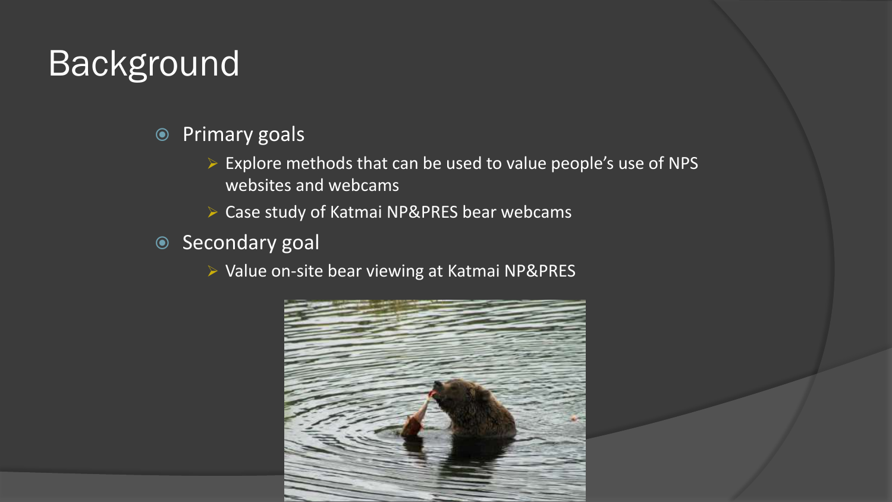# Background

- Primary goals
  - Explore methods that can be used to value people's use of NPS websites and webcams
  - Case study of Katmai NP&PRES bear webcams
- Secondary goal
  - Value on-site bear viewing at Katmai NP&PRES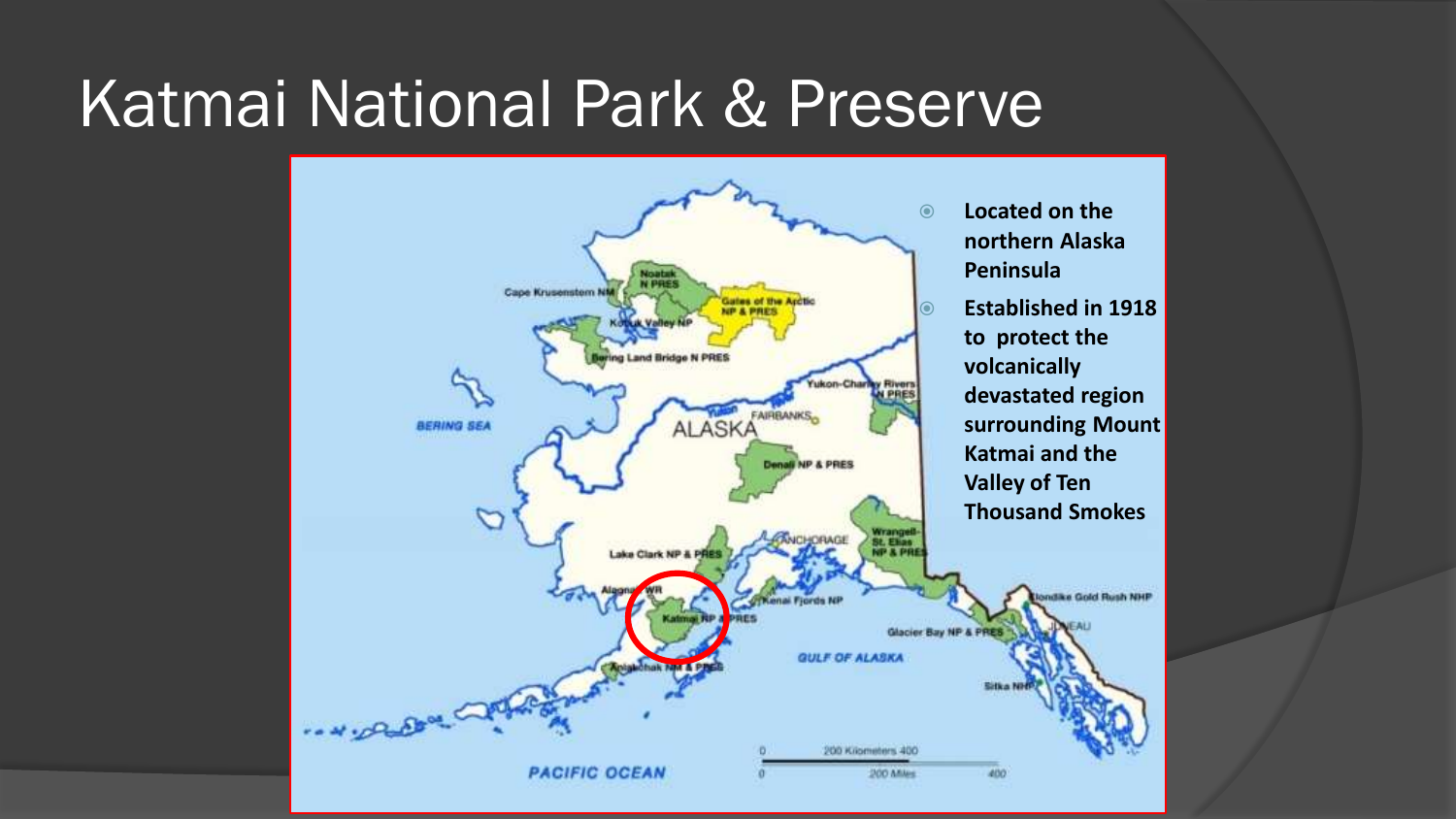# Katmai National Park & Preserve

- **Located on the northern Alaska Peninsula**
- **Established in 1918 to protect the volcanically devastated region surrounding Mount Katmai and the Valley of Ten Thousand Smokes**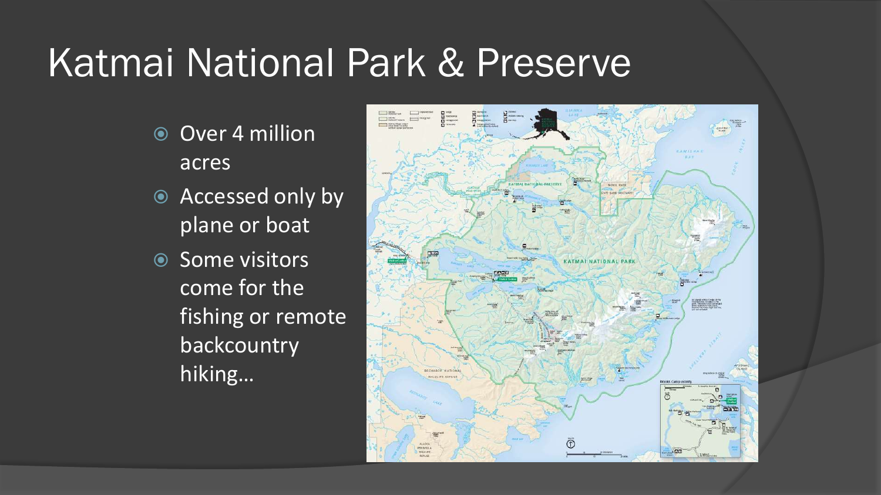# Katmai National Park & Preserve

- Over 4 million acres
- Accessed only by plane or boat
- Some visitors come for the fishing or remote backcountry hiking…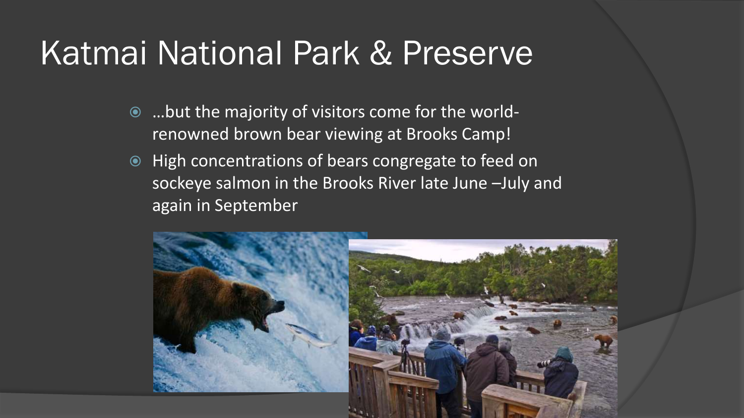# Katmai National Park & Preserve

- …but the majority of visitors come for the world-renowned brown bear viewing at Brooks Camp!
- High concentrations of bears congregate to feed on sockeye salmon in the Brooks River late June –July and again in September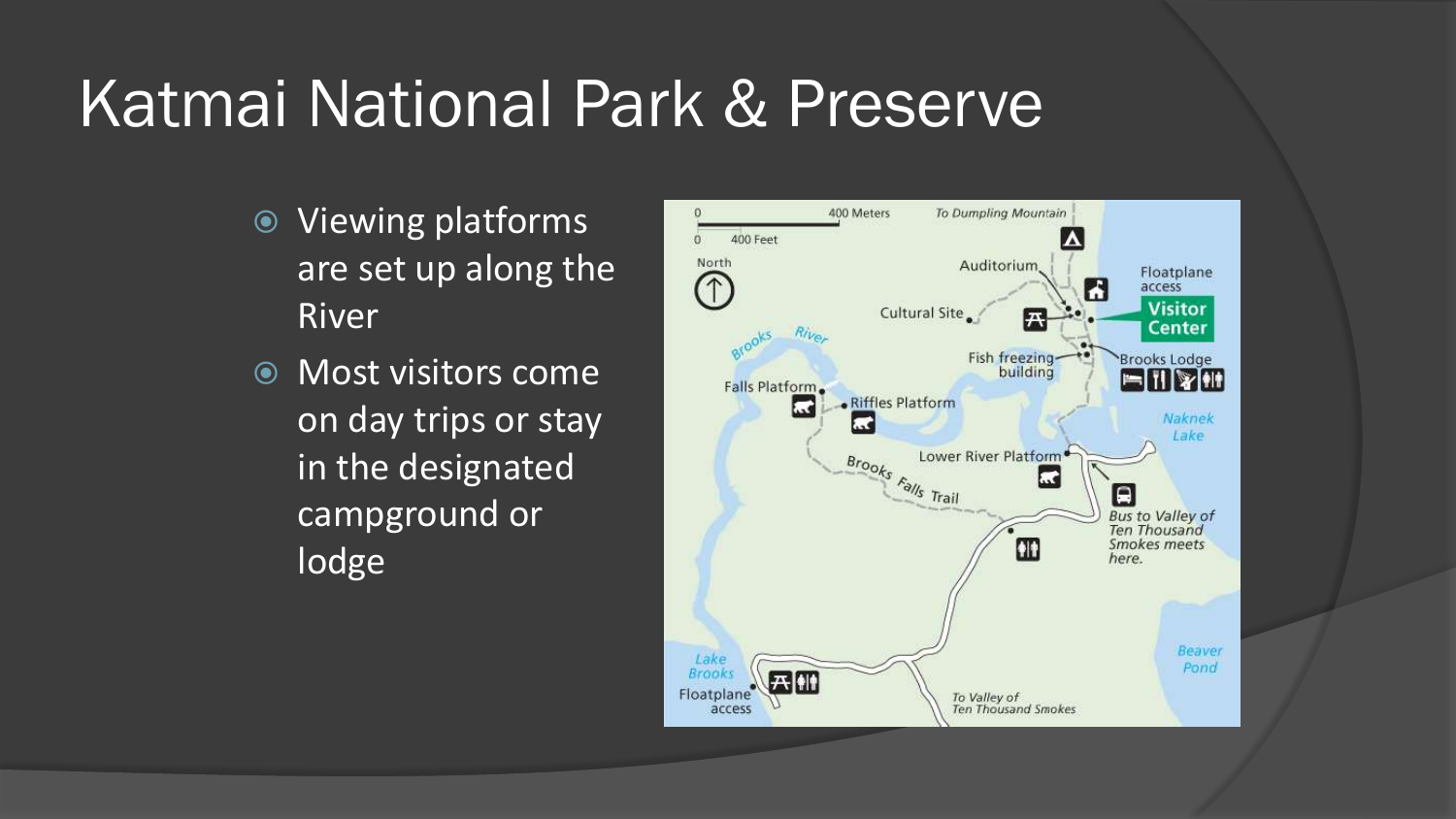# Katmai National Park & Preserve

- Viewing platforms are set up along the River
- Most visitors come on day trips or stay in the designated campground or lodge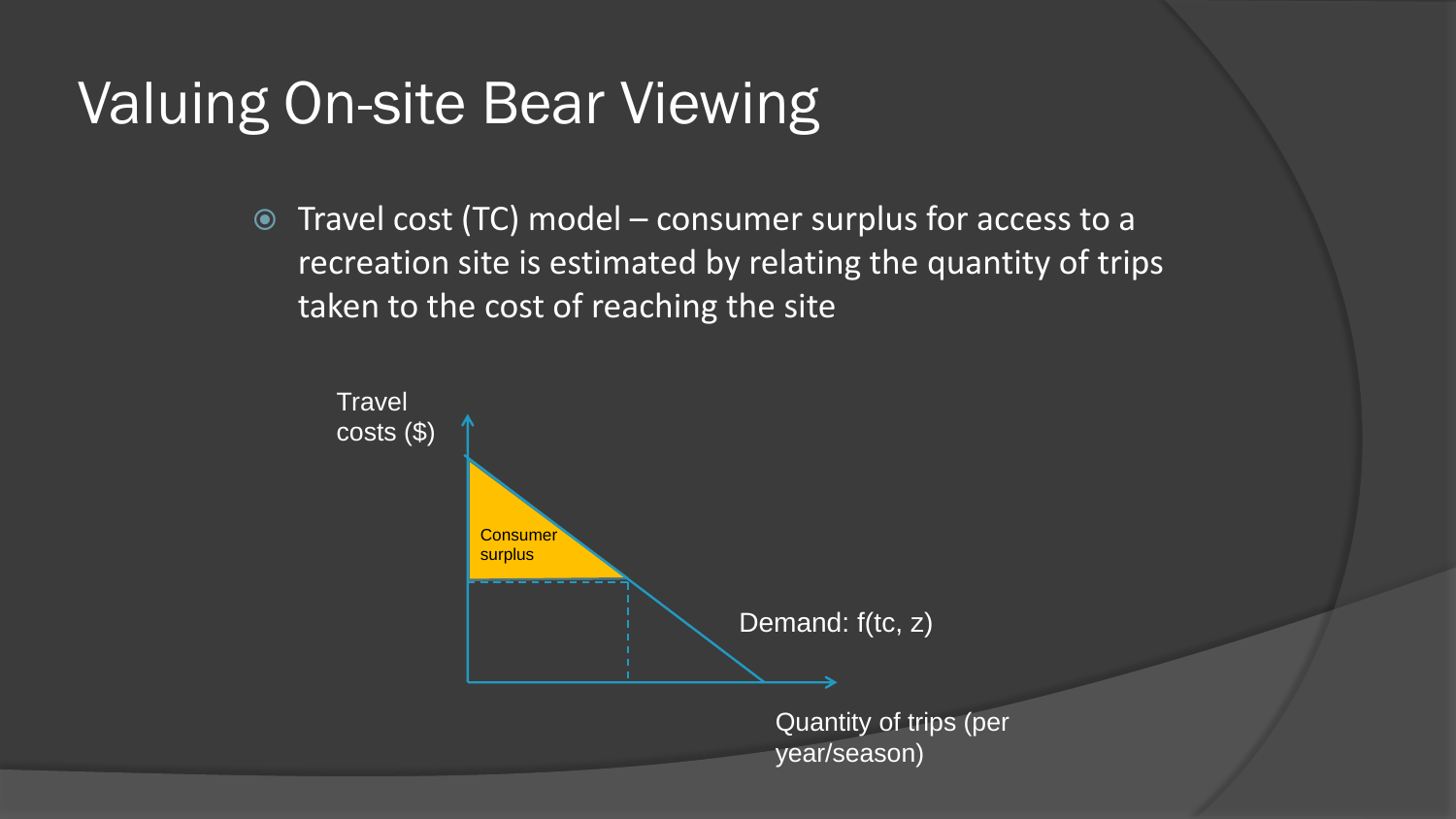# Valuing On-site Bear Viewing

- Travel cost (TC) model – consumer surplus for access to a recreation site is estimated by relating the quantity of trips taken to the cost of reaching the site

Travel costs ($)

Consumer surplus

Demand: f(tc, z)

Quantity of trips (per year/season)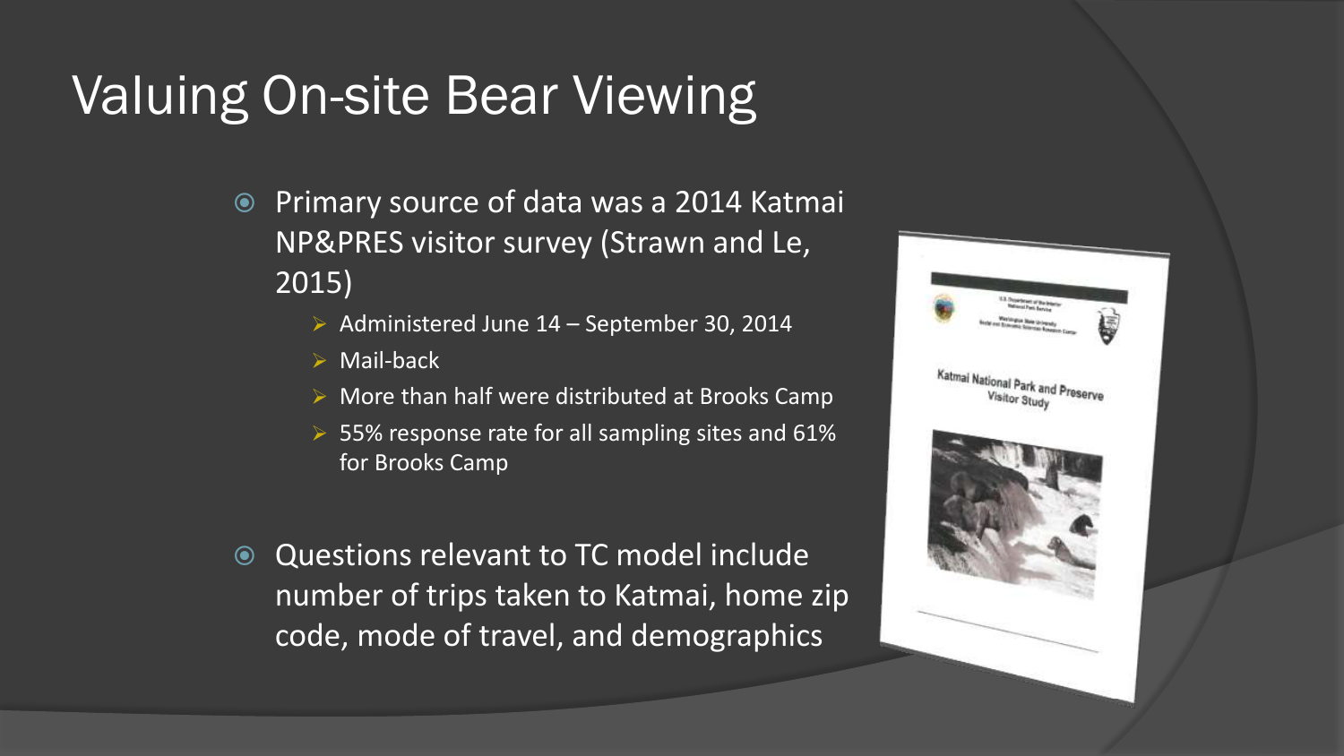# Valuing On-site Bear Viewing

- Primary source of data was a 2014 Katmai NP&PRES visitor survey (Strawn and Le, 2015)
  - Administered June 14 – September 30, 2014
  - Mail-back
  - More than half were distributed at Brooks Camp
  - 55% response rate for all sampling sites and 61% for Brooks Camp

- Questions relevant to TC model include number of trips taken to Katmai, home zip code, mode of travel, and demographics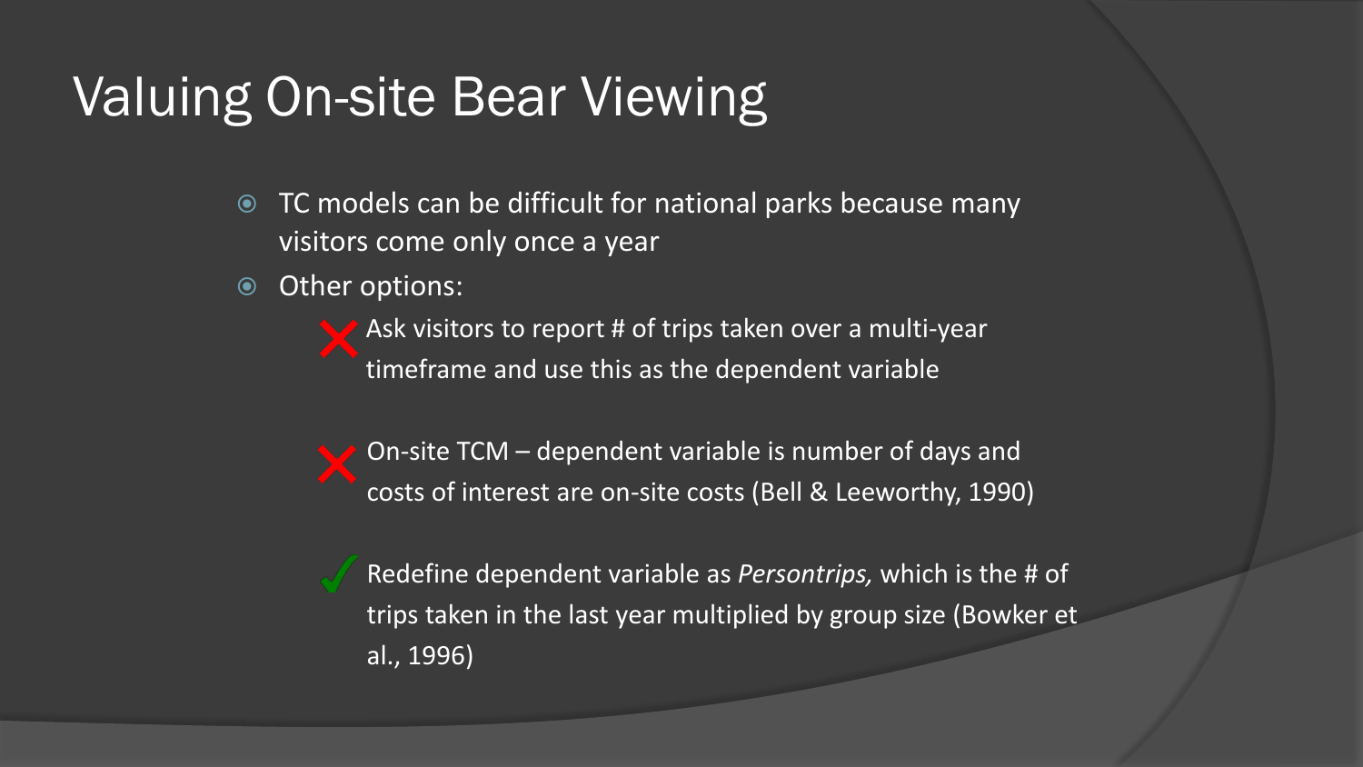# Valuing On-site Bear Viewing

- TC models can be difficult for national parks because many visitors come only once a year
- Other options:
  - ✗ Ask visitors to report # of trips taken over a multi-year timeframe and use this as the dependent variable
  - ✗ On-site TCM – dependent variable is number of days and costs of interest are on-site costs (Bell & Leeworthy, 1990)
  - ✓ Redefine dependent variable as *Persontrips,* which is the # of trips taken in the last year multiplied by group size (Bowker et al., 1996)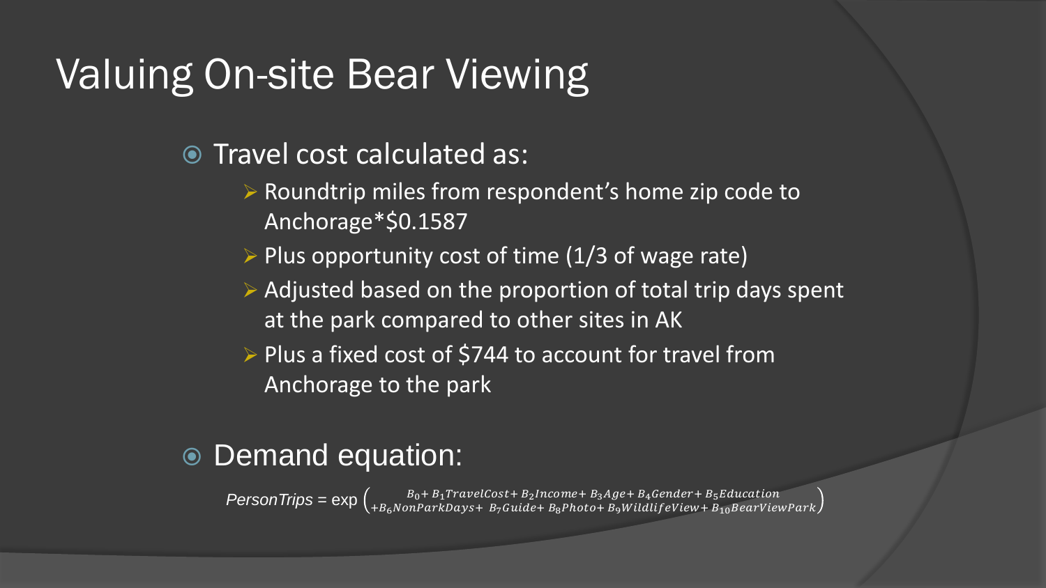# Valuing On-site Bear Viewing

- Travel cost calculated as:
  - Roundtrip miles from respondent's home zip code to Anchorage*$0.1587
  - Plus opportunity cost of time (1/3 of wage rate)
  - Adjusted based on the proportion of total trip days spent at the park compared to other sites in AK
  - Plus a fixed cost of $744 to account for travel from Anchorage to the park

- Demand equation:

$$PersonTrips = \exp\begin{pmatrix} B_0 + B_1 TravelCost + B_2 Income + B_3 Age + B_4 Gender + B_5 Education \\ + B_6 NonParkDays + B_7 Guide + B_8 Photo + B_9 WildlifeView + B_{10} BearViewPark \end{pmatrix}$$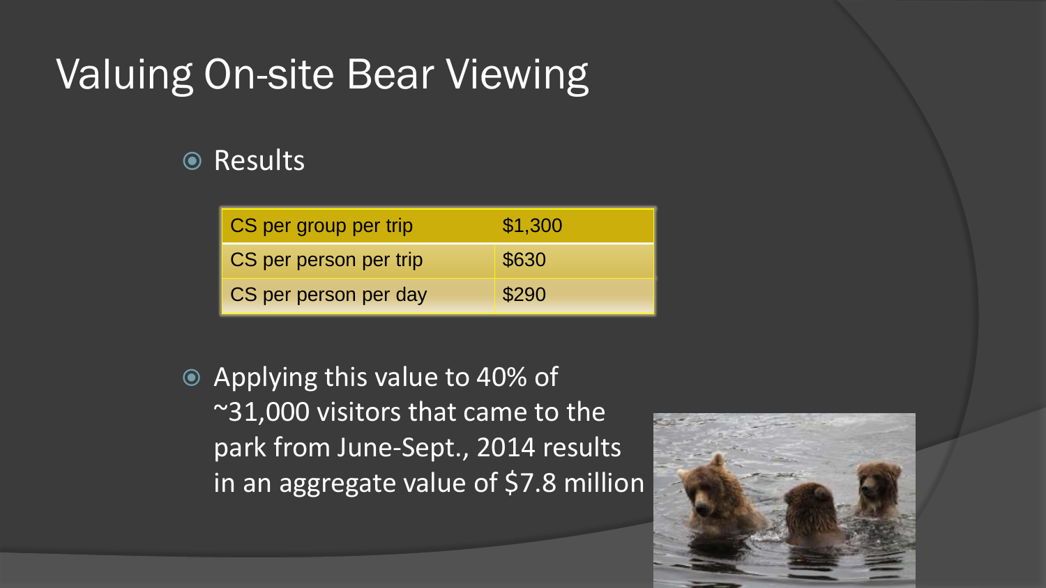# Valuing On-site Bear Viewing

- Results

| CS per group per trip | $1,300 |
| --- | --- |
| CS per person per trip | $630 |
| CS per person per day | $290 |

- Applying this value to 40% of ~31,000 visitors that came to the park from June-Sept., 2014 results in an aggregate value of $7.8 million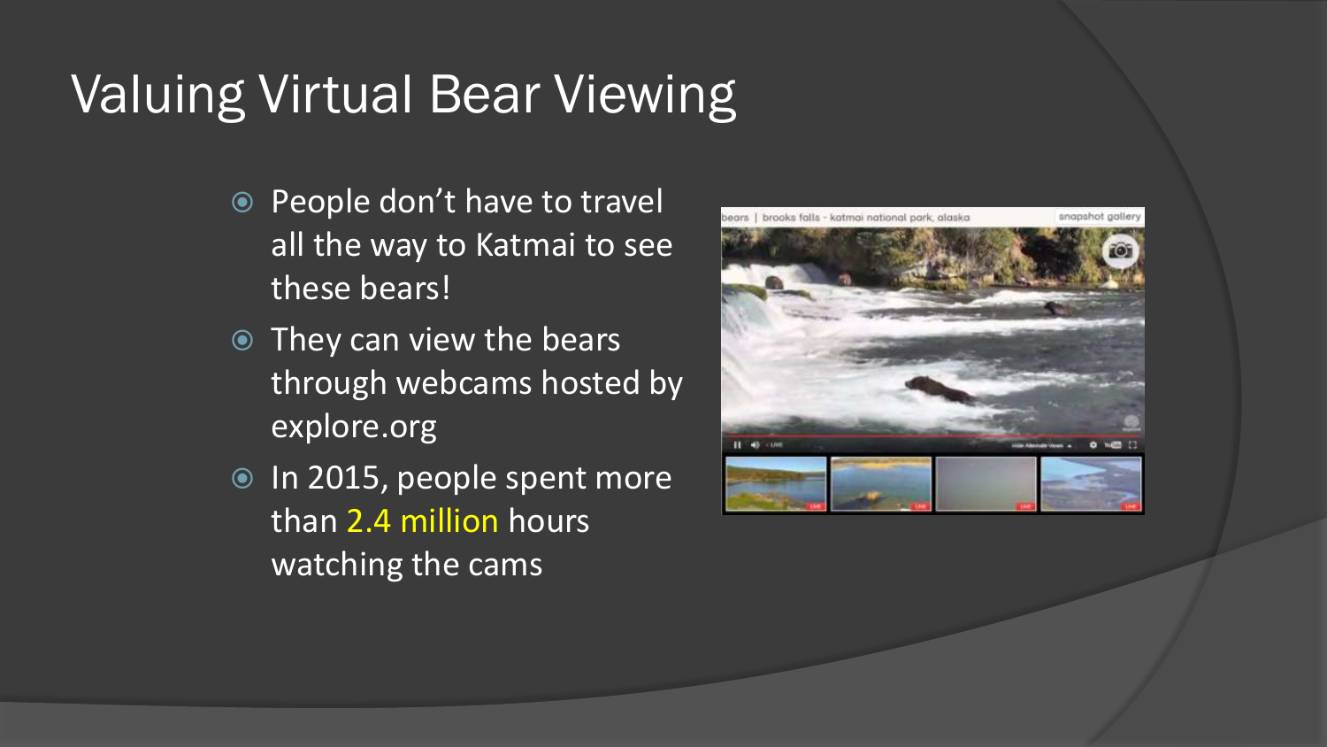# Valuing Virtual Bear Viewing

- People don't have to travel all the way to Katmai to see these bears!
- They can view the bears through webcams hosted by explore.org
- In 2015, people spent more than 2.4 million hours watching the cams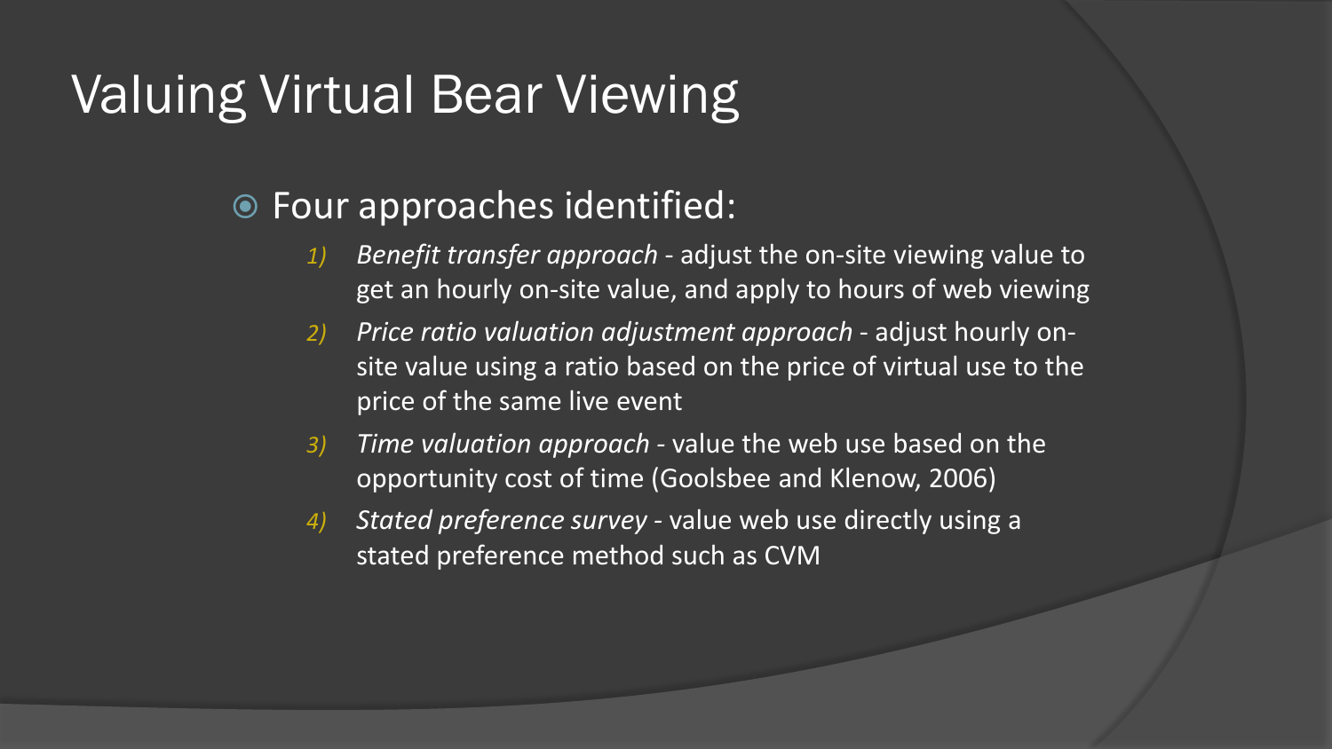# Valuing Virtual Bear Viewing

- Four approaches identified:
  1) *Benefit transfer approach* - adjust the on-site viewing value to get an hourly on-site value, and apply to hours of web viewing
  2) *Price ratio valuation adjustment approach* - adjust hourly on-site value using a ratio based on the price of virtual use to the price of the same live event
  3) *Time valuation approach* - value the web use based on the opportunity cost of time (Goolsbee and Klenow, 2006)
  4) *Stated preference survey* - value web use directly using a stated preference method such as CVM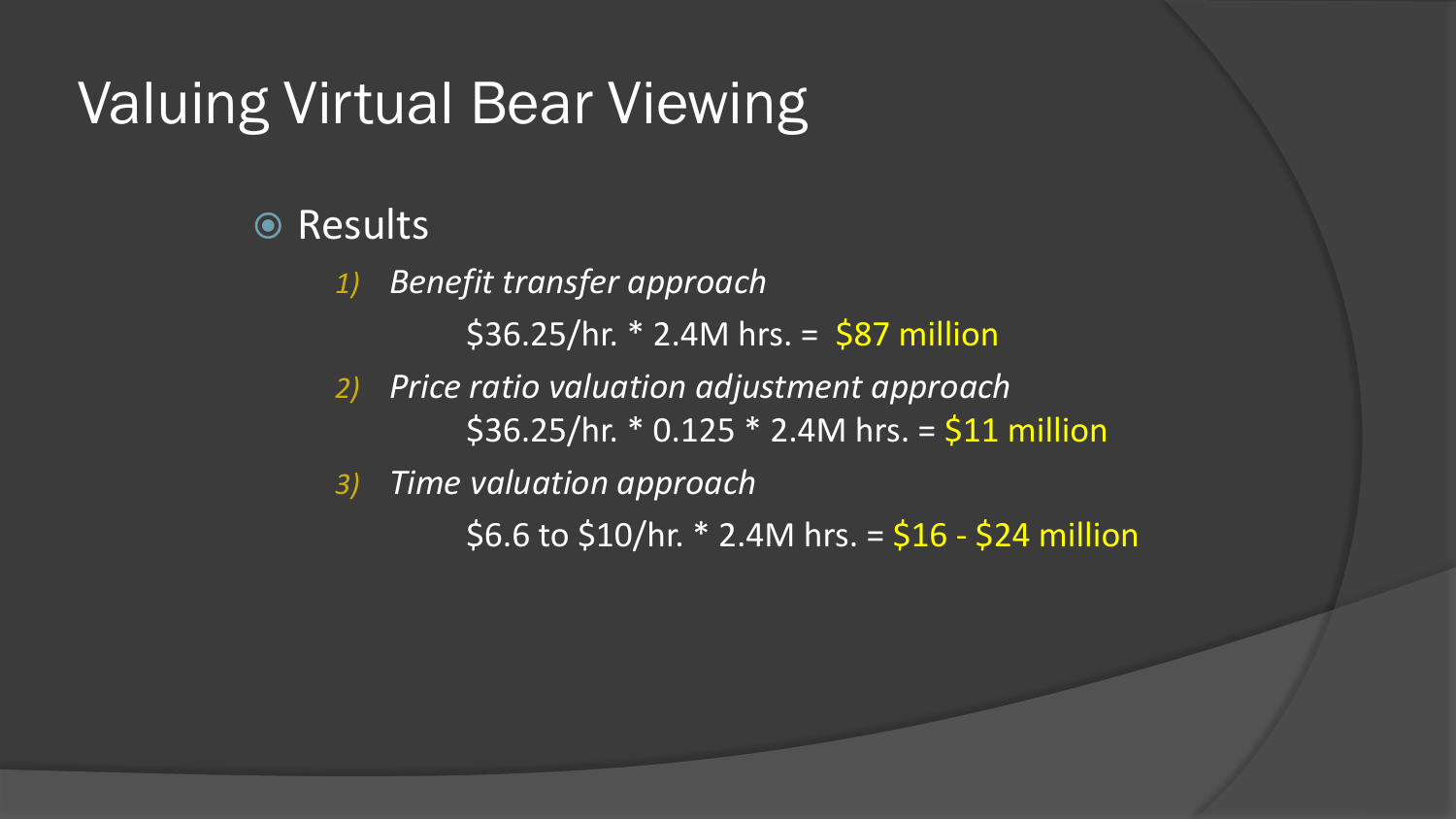# Valuing Virtual Bear Viewing

- Results
  1) *Benefit transfer approach*

     $36.25/hr. * 2.4M hrs. = $87 million
  2) *Price ratio valuation adjustment approach*

     $36.25/hr. * 0.125 * 2.4M hrs. = $11 million
  3) *Time valuation approach*

     $6.6 to $10/hr. * 2.4M hrs. = $16 - $24 million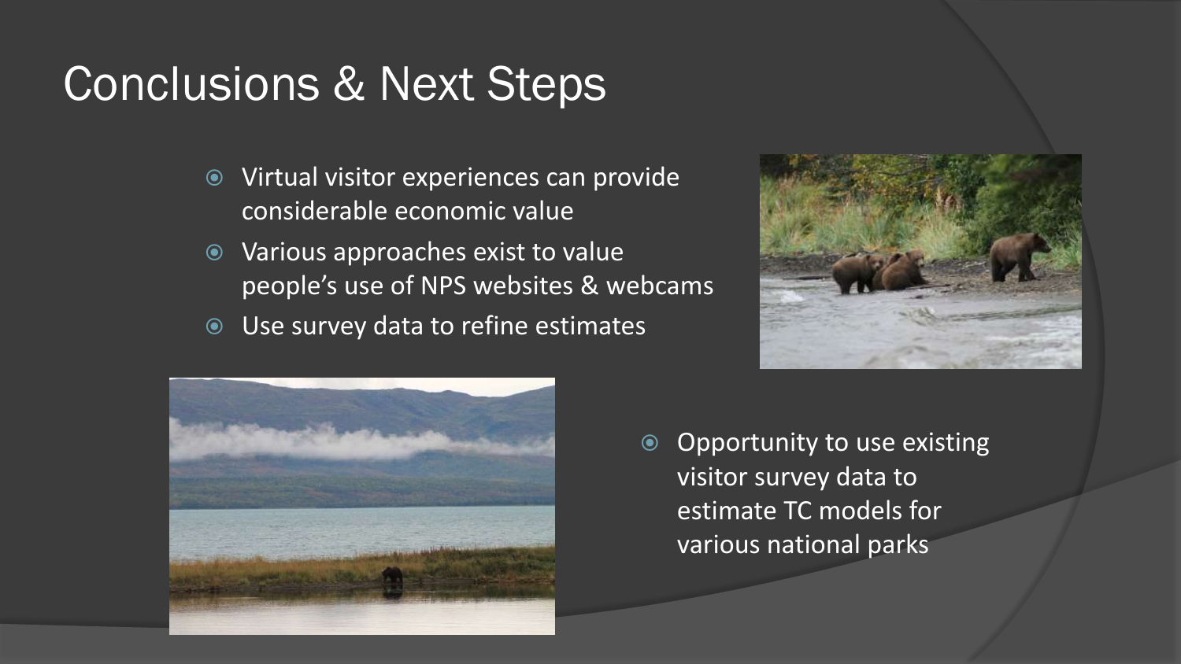# Conclusions & Next Steps

- Virtual visitor experiences can provide considerable economic value
- Various approaches exist to value people's use of NPS websites & webcams
- Use survey data to refine estimates

- Opportunity to use existing visitor survey data to estimate TC models for various national parks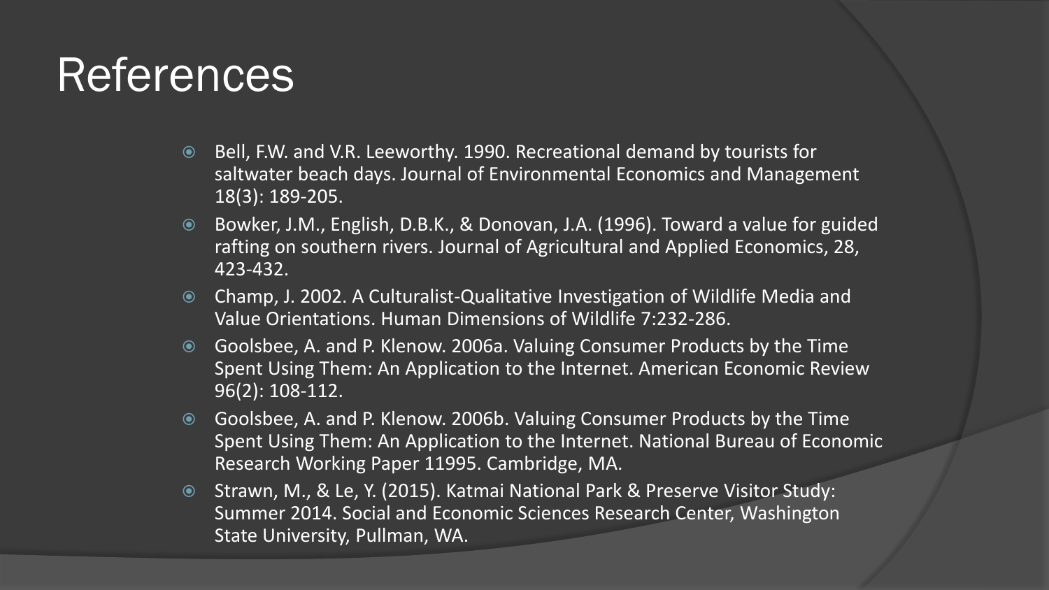# References

- Bell, F.W. and V.R. Leeworthy. 1990. Recreational demand by tourists for saltwater beach days. Journal of Environmental Economics and Management 18(3): 189-205.
- Bowker, J.M., English, D.B.K., & Donovan, J.A. (1996). Toward a value for guided rafting on southern rivers. Journal of Agricultural and Applied Economics, 28, 423-432.
- Champ, J. 2002. A Culturalist-Qualitative Investigation of Wildlife Media and Value Orientations. Human Dimensions of Wildlife 7:232-286.
- Goolsbee, A. and P. Klenow. 2006a. Valuing Consumer Products by the Time Spent Using Them: An Application to the Internet. American Economic Review 96(2): 108-112.
- Goolsbee, A. and P. Klenow. 2006b. Valuing Consumer Products by the Time Spent Using Them: An Application to the Internet. National Bureau of Economic Research Working Paper 11995. Cambridge, MA.
- Strawn, M., & Le, Y. (2015). Katmai National Park & Preserve Visitor Study: Summer 2014. Social and Economic Sciences Research Center, Washington State University, Pullman, WA.